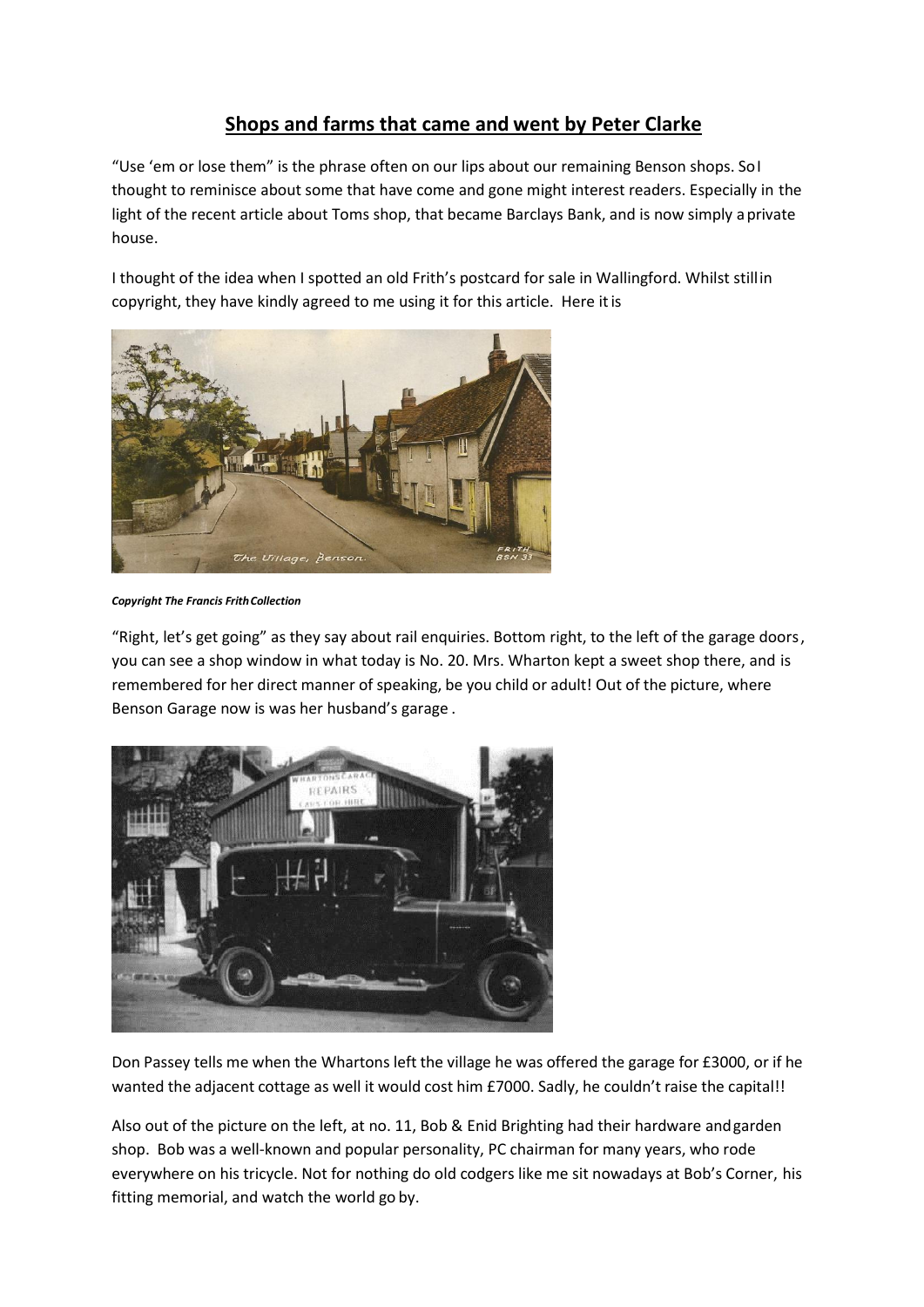# Shops and farms that came and went by Peter Clarke

"Use 'em or lose them" is the phrase often on our lips about our remaining Benson shops. So I thought to reminisce about some that have come and gone might interest readers. Especially in the light of the recent article about Toms shop, that became Barclays Bank, and is now simply a private house.

I thought of the idea when I spotted an old Frith's postcard for sale in Wallingford. Whilst still in copyright, they have kindly agreed to me using it for this article. Here it is

***Copyright The Francis Frith Collection***

"Right, let's get going" as they say about rail enquiries. Bottom right, to the left of the garage doors, you can see a shop window in what today is No. 20. Mrs. Wharton kept a sweet shop there, and is remembered for her direct manner of speaking, be you child or adult! Out of the picture, where Benson Garage now is was her husband's garage.

Don Passey tells me when the Whartons left the village he was offered the garage for £3000, or if he wanted the adjacent cottage as well it would cost him £7000. Sadly, he couldn't raise the capital!!

Also out of the picture on the left, at no. 11, Bob & Enid Brighting had their hardware and garden shop. Bob was a well-known and popular personality, PC chairman for many years, who rode everywhere on his tricycle. Not for nothing do old codgers like me sit nowadays at Bob's Corner, his fitting memorial, and watch the world go by.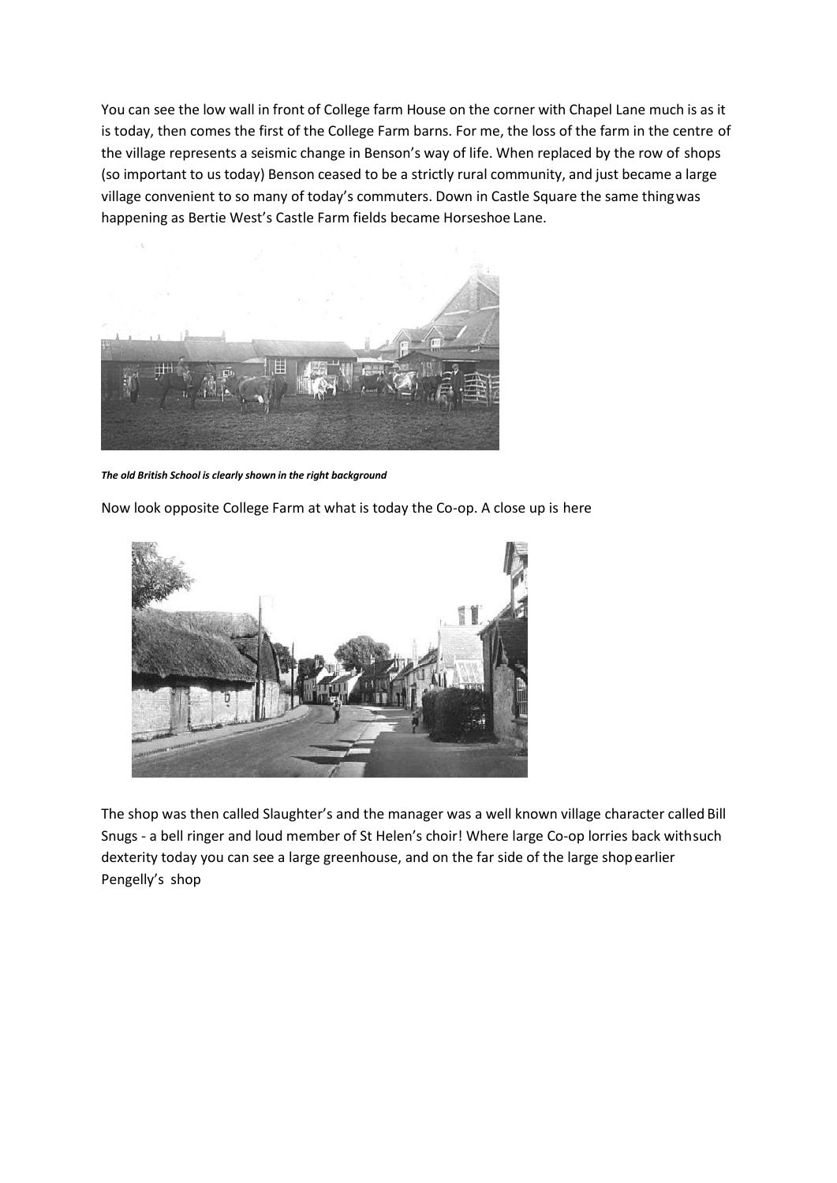You can see the low wall in front of College farm House on the corner with Chapel Lane much is as it is today, then comes the first of the College Farm barns. For me, the loss of the farm in the centre of the village represents a seismic change in Benson's way of life. When replaced by the row of shops (so important to us today) Benson ceased to be a strictly rural community, and just became a large village convenient to so many of today's commuters. Down in Castle Square the same thing was happening as Bertie West's Castle Farm fields became Horseshoe Lane.

***The old British School is clearly shown in the right background***

Now look opposite College Farm at what is today the Co-op. A close up is here

The shop was then called Slaughter's and the manager was a well known village character called Bill Snugs - a bell ringer and loud member of St Helen's choir! Where large Co-op lorries back with such dexterity today you can see a large greenhouse, and on the far side of the large shop earlier Pengelly's shop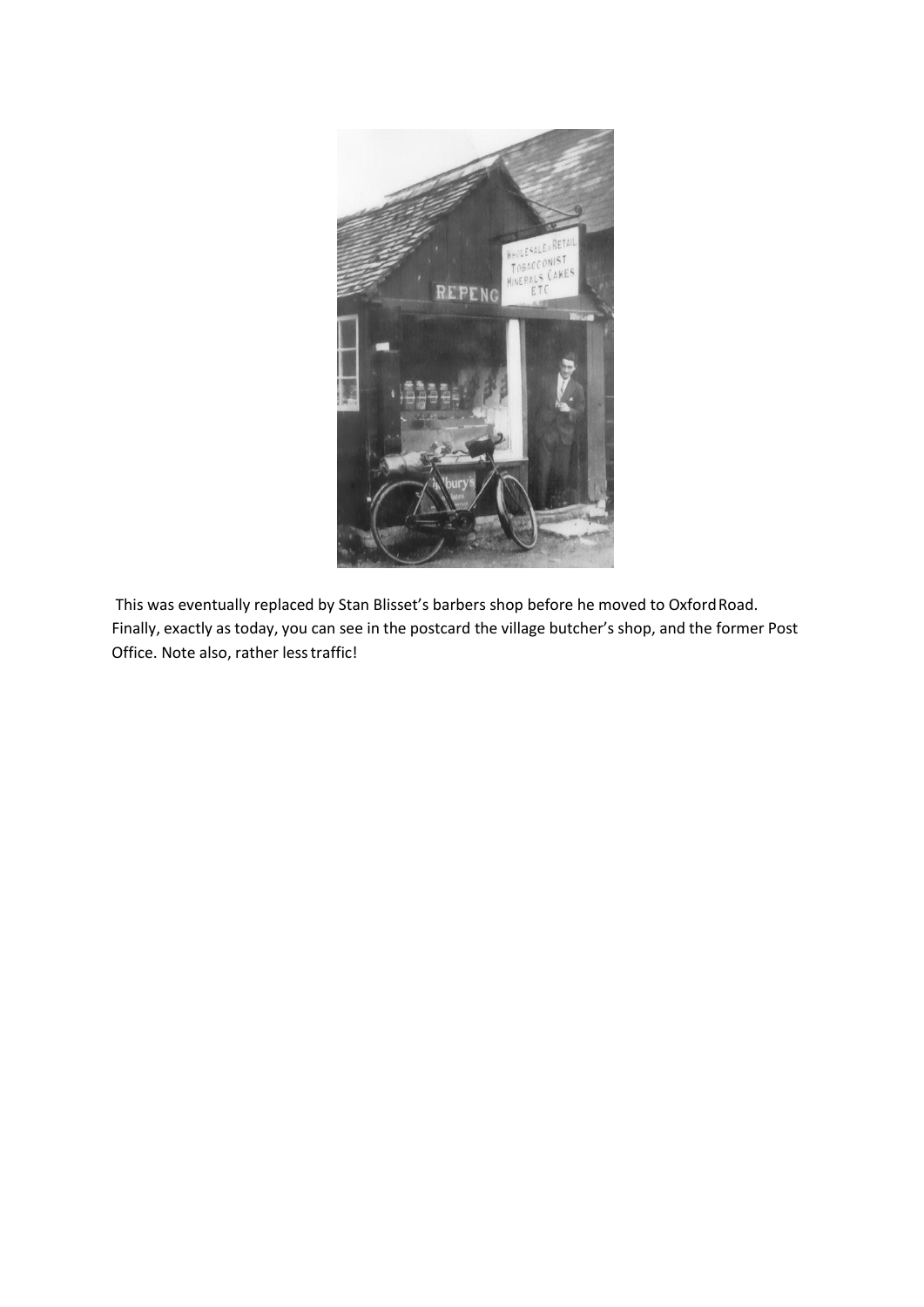This was eventually replaced by Stan Blisset's barbers shop before he moved to Oxford Road. Finally, exactly as today, you can see in the postcard the village butcher's shop, and the former Post Office. Note also, rather less traffic!